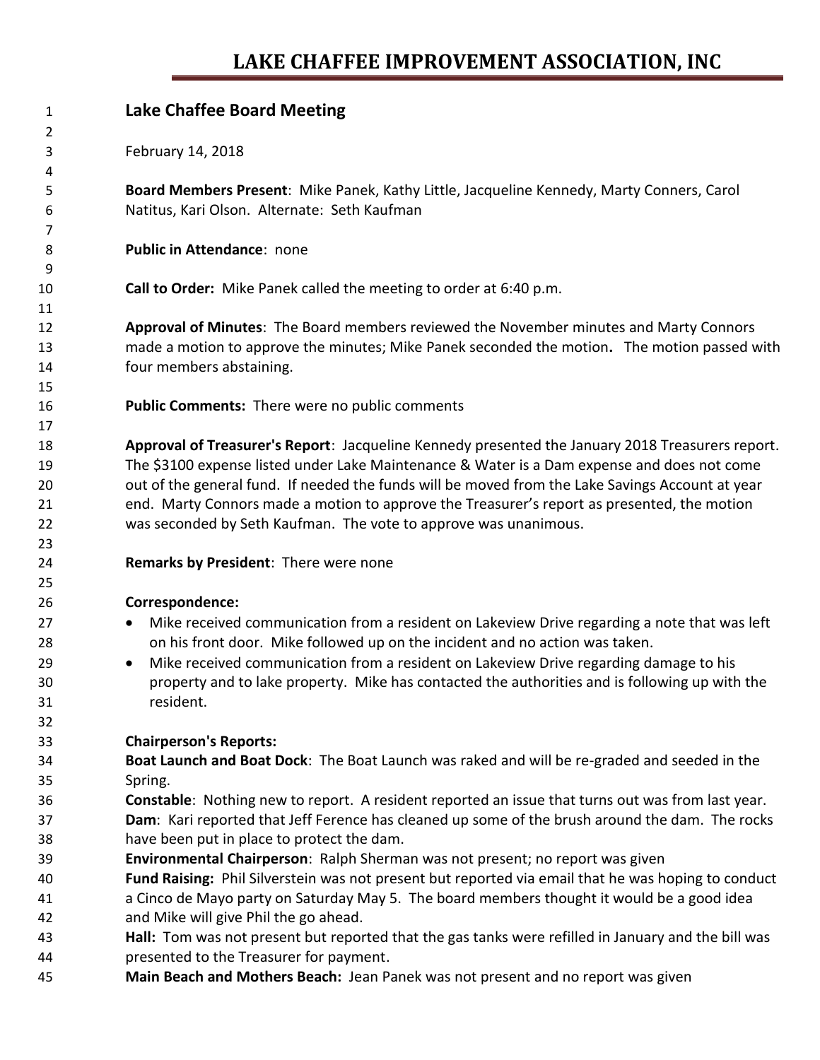# LAKE CHAFFEE IMPROVEMENT ASSOCIATION, INC

## Lake Chaffee Board Meeting

February 14, 2018

**Board Members Present**: Mike Panek, Kathy Little, Jacqueline Kennedy, Marty Conners, Carol Natitus, Kari Olson. Alternate: Seth Kaufman

**Public in Attendance**: none

**Call to Order:** Mike Panek called the meeting to order at 6:40 p.m.

**Approval of Minutes**: The Board members reviewed the November minutes and Marty Connors made a motion to approve the minutes; Mike Panek seconded the motion**.** The motion passed with four members abstaining.

**Public Comments:** There were no public comments

**Approval of Treasurer's Report**: Jacqueline Kennedy presented the January 2018 Treasurers report. The $3100 expense listed under Lake Maintenance & Water is a Dam expense and does not come out of the general fund. If needed the funds will be moved from the Lake Savings Account at year end. Marty Connors made a motion to approve the Treasurer's report as presented, the motion was seconded by Seth Kaufman. The vote to approve was unanimous.

**Remarks by President**: There were none

**Correspondence:**

- Mike received communication from a resident on Lakeview Drive regarding a note that was left on his front door. Mike followed up on the incident and no action was taken.
- Mike received communication from a resident on Lakeview Drive regarding damage to his property and to lake property. Mike has contacted the authorities and is following up with the resident.

**Chairperson's Reports:**

**Boat Launch and Boat Dock**: The Boat Launch was raked and will be re-graded and seeded in the Spring.

**Constable**: Nothing new to report. A resident reported an issue that turns out was from last year.

**Dam**: Kari reported that Jeff Ference has cleaned up some of the brush around the dam. The rocks have been put in place to protect the dam.

**Environmental Chairperson**: Ralph Sherman was not present; no report was given

**Fund Raising:** Phil Silverstein was not present but reported via email that he was hoping to conduct a Cinco de Mayo party on Saturday May 5. The board members thought it would be a good idea and Mike will give Phil the go ahead.

**Hall:** Tom was not present but reported that the gas tanks were refilled in January and the bill was presented to the Treasurer for payment.

**Main Beach and Mothers Beach:** Jean Panek was not present and no report was given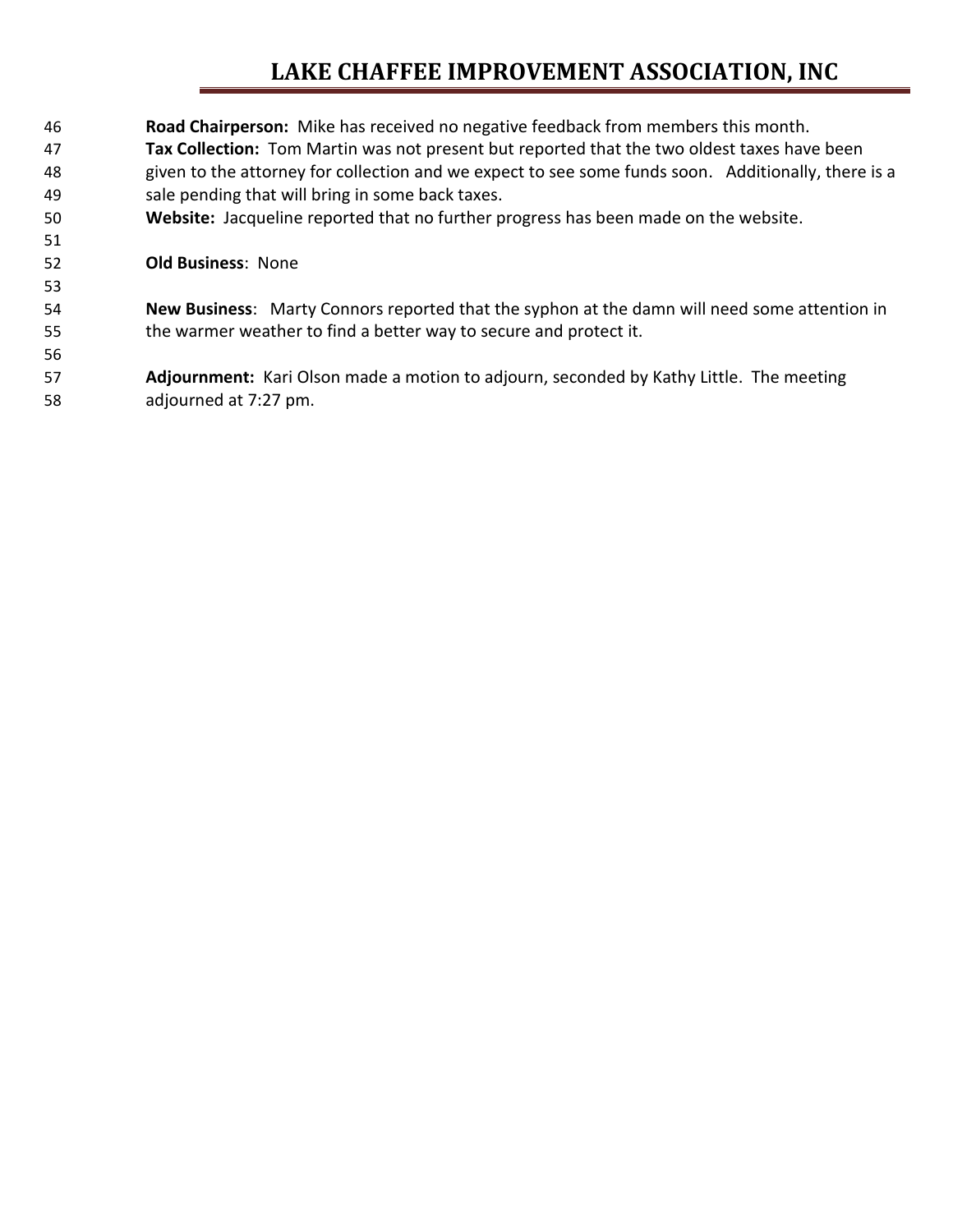**Road Chairperson:** Mike has received no negative feedback from members this month.

**Tax Collection:** Tom Martin was not present but reported that the two oldest taxes have been given to the attorney for collection and we expect to see some funds soon. Additionally, there is a sale pending that will bring in some back taxes.

**Website:** Jacqueline reported that no further progress has been made on the website.

**Old Business**: None

**New Business**: Marty Connors reported that the syphon at the damn will need some attention in the warmer weather to find a better way to secure and protect it.

**Adjournment:** Kari Olson made a motion to adjourn, seconded by Kathy Little. The meeting adjourned at 7:27 pm.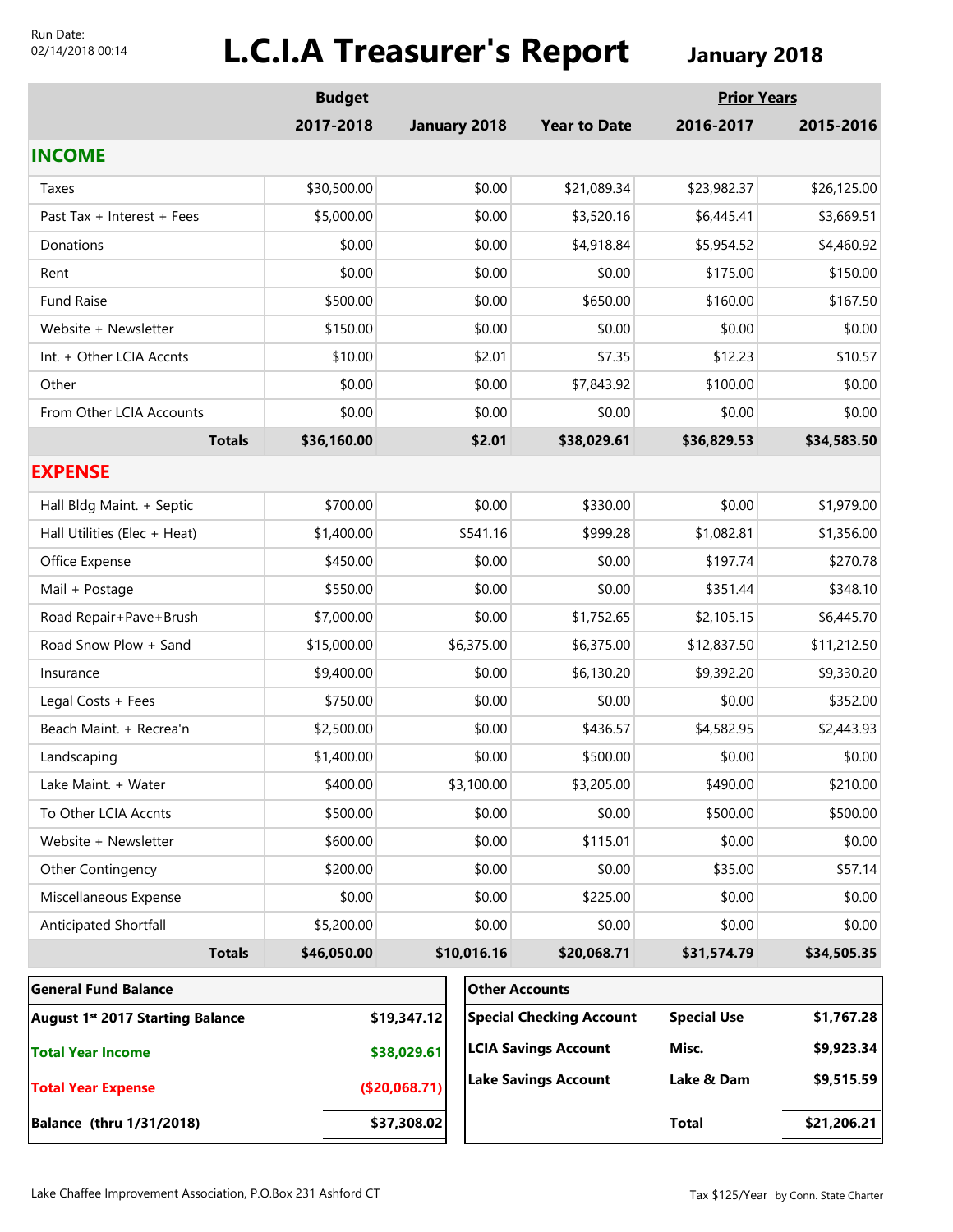Run Date:
02/14/2018 00:14

# L.C.I.A Treasurer's Report

## January 2018

| | Budget 2017-2018 | January 2018 | Year to Date | Prior Years 2016-2017 | 2015-2016 |
|---|---|---|---|---|---|
| **INCOME** | | | | | |
| Taxes | $30,500.00 | $0.00 | $21,089.34 | $23,982.37 | $26,125.00 |
| Past Tax + Interest + Fees | $5,000.00 | $0.00 | $3,520.16 | $6,445.41 | $3,669.51 |
| Donations | $0.00 | $0.00 | $4,918.84 | $5,954.52 | $4,460.92 |
| Rent | $0.00 | $0.00 | $0.00 | $175.00 | $150.00 |
| Fund Raise | $500.00 | $0.00 | $650.00 | $160.00 | $167.50 |
| Website + Newsletter | $150.00 | $0.00 | $0.00 | $0.00 | $0.00 |
| Int. + Other LCIA Accnts | $10.00 | $2.01 | $7.35 | $12.23 | $10.57 |
| Other | $0.00 | $0.00 | $7,843.92 | $100.00 | $0.00 |
| From Other LCIA Accounts | $0.00 | $0.00 | $0.00 | $0.00 | $0.00 |
| **Totals** | **$36,160.00** | **$2.01** | **$38,029.61** | **$36,829.53** | **$34,583.50** |
| **EXPENSE** | | | | | |
| Hall Bldg Maint. + Septic | $700.00 | $0.00 | $330.00 | $0.00 | $1,979.00 |
| Hall Utilities (Elec + Heat) | $1,400.00 | $541.16 | $999.28 | $1,082.81 | $1,356.00 |
| Office Expense | $450.00 | $0.00 | $0.00 | $197.74 | $270.78 |
| Mail + Postage | $550.00 | $0.00 | $0.00 | $351.44 | $348.10 |
| Road Repair+Pave+Brush | $7,000.00 | $0.00 | $1,752.65 | $2,105.15 | $6,445.70 |
| Road Snow Plow + Sand | $15,000.00 | $6,375.00 | $6,375.00 | $12,837.50 | $11,212.50 |
| Insurance | $9,400.00 | $0.00 | $6,130.20 | $9,392.20 | $9,330.20 |
| Legal Costs + Fees | $750.00 | $0.00 | $0.00 | $0.00 | $352.00 |
| Beach Maint. + Recrea'n | $2,500.00 | $0.00 | $436.57 | $4,582.95 | $2,443.93 |
| Landscaping | $1,400.00 | $0.00 | $500.00 | $0.00 | $0.00 |
| Lake Maint. + Water | $400.00 | $3,100.00 | $3,205.00 | $490.00 | $210.00 |
| To Other LCIA Accnts | $500.00 | $0.00 | $0.00 | $500.00 | $500.00 |
| Website + Newsletter | $600.00 | $0.00 | $115.01 | $0.00 | $0.00 |
| Other Contingency | $200.00 | $0.00 | $0.00 | $35.00 | $57.14 |
| Miscellaneous Expense | $0.00 | $0.00 | $225.00 | $0.00 | $0.00 |
| Anticipated Shortfall | $5,200.00 | $0.00 | $0.00 | $0.00 | $0.00 |
| **Totals** | **$46,050.00** | **$10,016.16** | **$20,068.71** | **$31,574.79** | **$34,505.35** |

| General Fund Balance | |
|---|---|
| **August 1st 2017 Starting Balance** | **$19,347.12** |
| **Total Year Income** | **$38,029.61** |
| **Total Year Expense** | **($20,068.71)** |
| **Balance (thru 1/31/2018)** | **$37,308.02** |

| Other Accounts | | |
|---|---|---|
| **Special Checking Account** | **Special Use** | **$1,767.28** |
| **LCIA Savings Account** | **Misc.** | **$9,923.34** |
| **Lake Savings Account** | **Lake & Dam** | **$9,515.59** |
| | **Total** | **$21,206.21** |

Lake Chaffee Improvement Association, P.O.Box 231 Ashford CT

Tax $125/Year by Conn. State Charter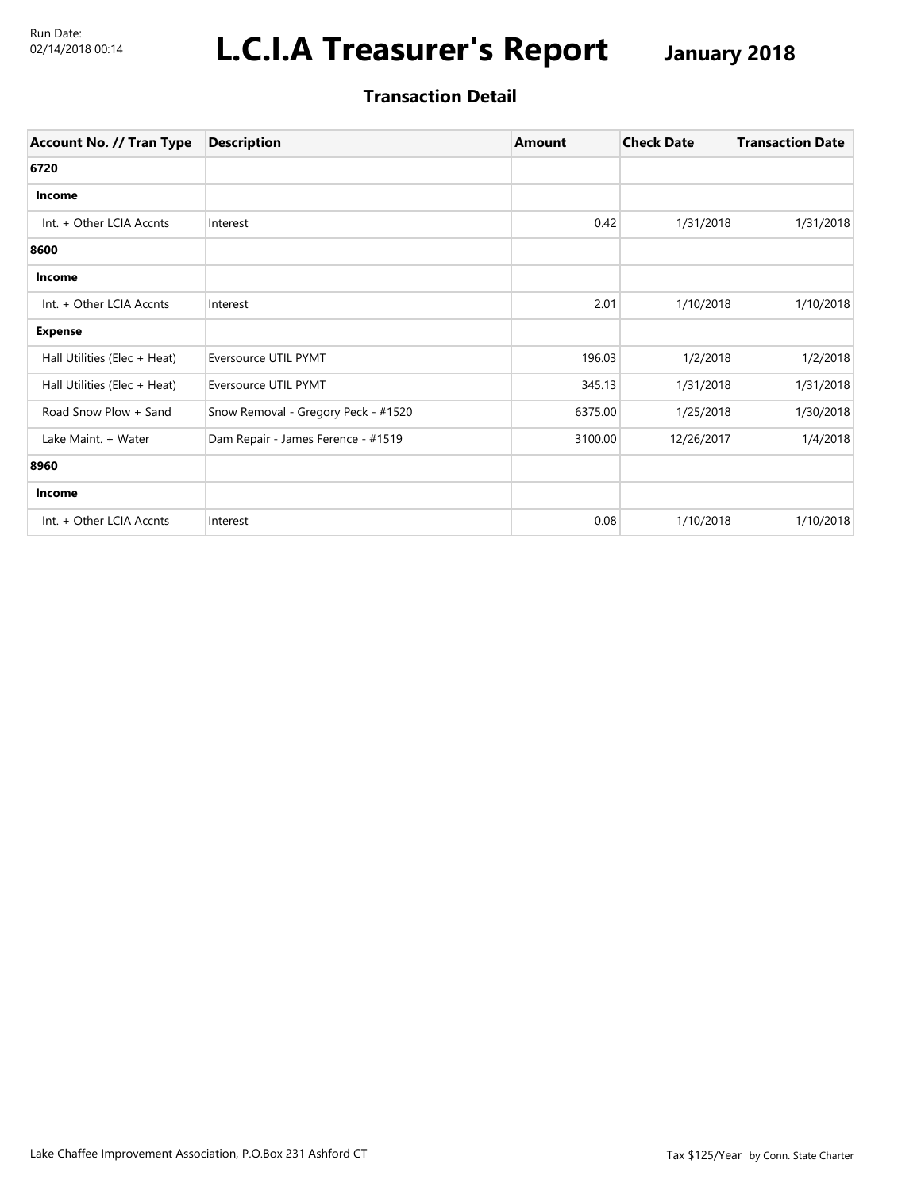Run Date:
02/14/2018 00:14

# L.C.I.A Treasurer's Report

**January 2018**

## Transaction Detail

| Account No. // Tran Type | Description | Amount | Check Date | Transaction Date |
|---|---|---|---|---|
| **6720** | | | | |
| **Income** | | | | |
| Int. + Other LCIA Accnts | Interest | 0.42 | 1/31/2018 | 1/31/2018 |
| **8600** | | | | |
| **Income** | | | | |
| Int. + Other LCIA Accnts | Interest | 2.01 | 1/10/2018 | 1/10/2018 |
| **Expense** | | | | |
| Hall Utilities (Elec + Heat) | Eversource UTIL PYMT | 196.03 | 1/2/2018 | 1/2/2018 |
| Hall Utilities (Elec + Heat) | Eversource UTIL PYMT | 345.13 | 1/31/2018 | 1/31/2018 |
| Road Snow Plow + Sand | Snow Removal - Gregory Peck - #1520 | 6375.00 | 1/25/2018 | 1/30/2018 |
| Lake Maint. + Water | Dam Repair - James Ference - #1519 | 3100.00 | 12/26/2017 | 1/4/2018 |
| **8960** | | | | |
| **Income** | | | | |
| Int. + Other LCIA Accnts | Interest | 0.08 | 1/10/2018 | 1/10/2018 |

Lake Chaffee Improvement Association, P.O.Box 231 Ashford CT

Tax $125/Year by Conn. State Charter